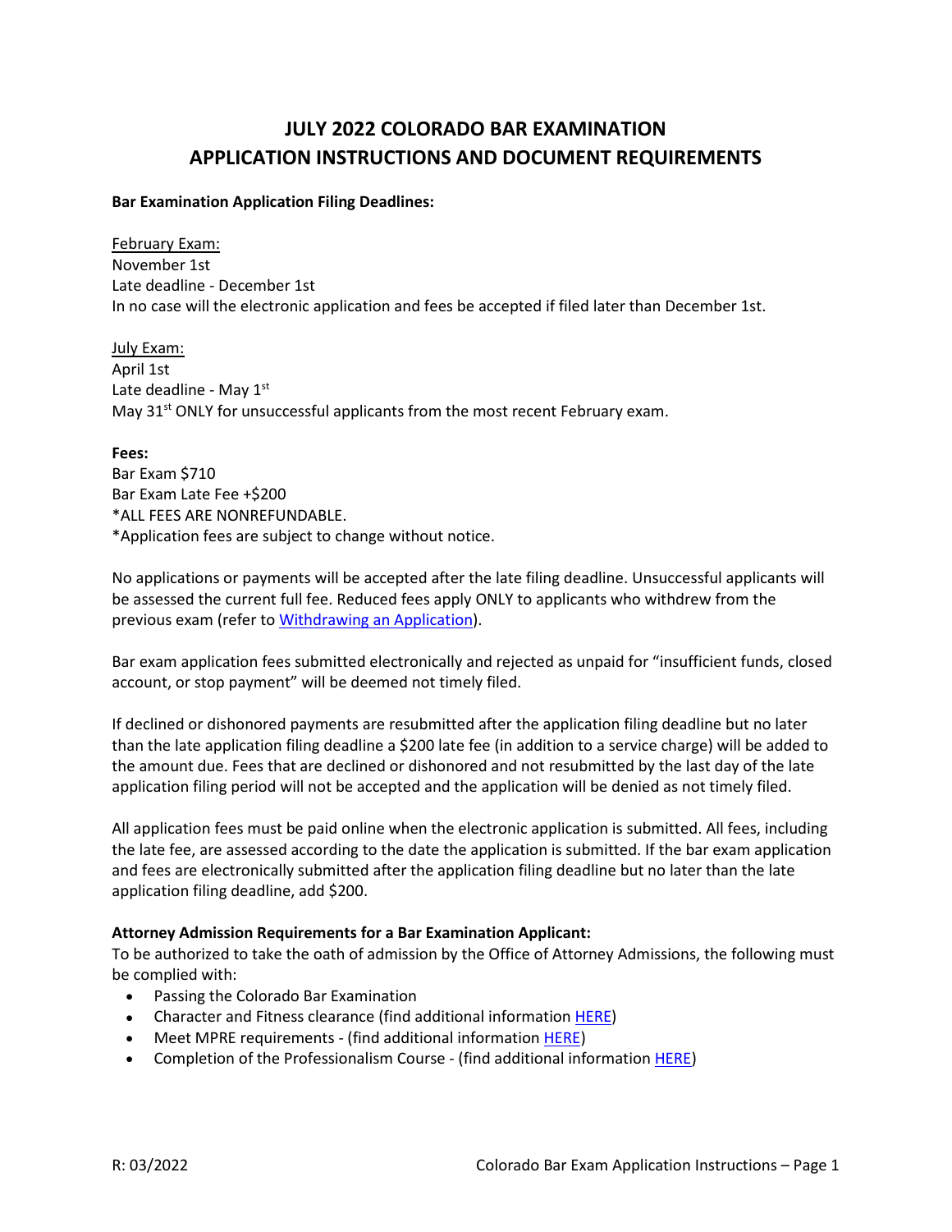# JULY 2022 COLORADO BAR EXAMINATION
# APPLICATION INSTRUCTIONS AND DOCUMENT REQUIREMENTS

**Bar Examination Application Filing Deadlines:**

February Exam:
November 1st
Late deadline - December 1st
In no case will the electronic application and fees be accepted if filed later than December 1st.

July Exam:
April 1st
Late deadline - May 1st
May 31st ONLY for unsuccessful applicants from the most recent February exam.

**Fees:**
Bar Exam $710
Bar Exam Late Fee +$200
*ALL FEES ARE NONREFUNDABLE.
*Application fees are subject to change without notice.

No applications or payments will be accepted after the late filing deadline. Unsuccessful applicants will be assessed the current full fee. Reduced fees apply ONLY to applicants who withdrew from the previous exam (refer to Withdrawing an Application).

Bar exam application fees submitted electronically and rejected as unpaid for "insufficient funds, closed account, or stop payment" will be deemed not timely filed.

If declined or dishonored payments are resubmitted after the application filing deadline but no later than the late application filing deadline a $200 late fee (in addition to a service charge) will be added to the amount due. Fees that are declined or dishonored and not resubmitted by the last day of the late application filing period will not be accepted and the application will be denied as not timely filed.

All application fees must be paid online when the electronic application is submitted. All fees, including the late fee, are assessed according to the date the application is submitted. If the bar exam application and fees are electronically submitted after the application filing deadline but no later than the late application filing deadline, add $200.

**Attorney Admission Requirements for a Bar Examination Applicant:**
To be authorized to take the oath of admission by the Office of Attorney Admissions, the following must be complied with:

- Passing the Colorado Bar Examination
- Character and Fitness clearance (find additional information HERE)
- Meet MPRE requirements - (find additional information HERE)
- Completion of the Professionalism Course - (find additional information HERE)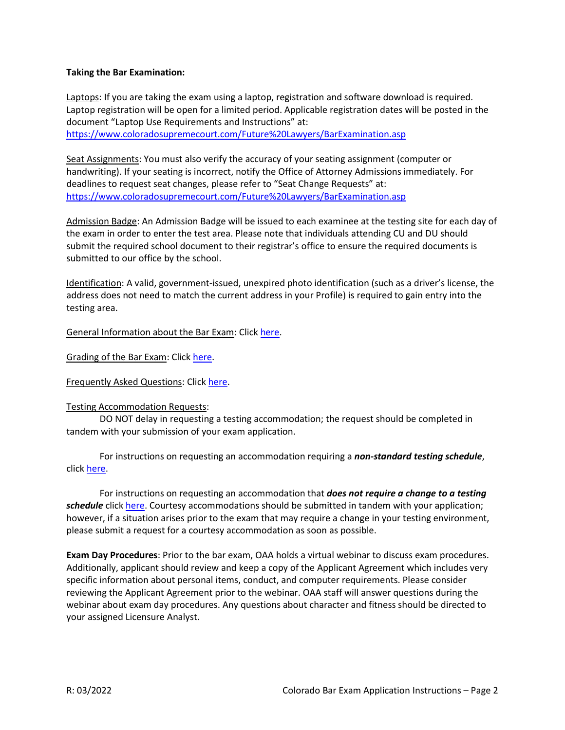**Taking the Bar Examination:**

Laptops: If you are taking the exam using a laptop, registration and software download is required. Laptop registration will be open for a limited period. Applicable registration dates will be posted in the document "Laptop Use Requirements and Instructions" at: https://www.coloradosupremecourt.com/Future%20Lawyers/BarExamination.asp

Seat Assignments: You must also verify the accuracy of your seating assignment (computer or handwriting). If your seating is incorrect, notify the Office of Attorney Admissions immediately. For deadlines to request seat changes, please refer to "Seat Change Requests" at: https://www.coloradosupremecourt.com/Future%20Lawyers/BarExamination.asp

Admission Badge: An Admission Badge will be issued to each examinee at the testing site for each day of the exam in order to enter the test area. Please note that individuals attending CU and DU should submit the required school document to their registrar's office to ensure the required documents is submitted to our office by the school.

Identification: A valid, government-issued, unexpired photo identification (such as a driver's license, the address does not need to match the current address in your Profile) is required to gain entry into the testing area.

General Information about the Bar Exam: Click here.

Grading of the Bar Exam: Click here.

Frequently Asked Questions: Click here.

Testing Accommodation Requests:

DO NOT delay in requesting a testing accommodation; the request should be completed in tandem with your submission of your exam application.

For instructions on requesting an accommodation requiring a ***non-standard testing schedule***, click here.

For instructions on requesting an accommodation that ***does not require a change to a testing schedule*** click here. Courtesy accommodations should be submitted in tandem with your application; however, if a situation arises prior to the exam that may require a change in your testing environment, please submit a request for a courtesy accommodation as soon as possible.

**Exam Day Procedures**: Prior to the bar exam, OAA holds a virtual webinar to discuss exam procedures. Additionally, applicant should review and keep a copy of the Applicant Agreement which includes very specific information about personal items, conduct, and computer requirements. Please consider reviewing the Applicant Agreement prior to the webinar. OAA staff will answer questions during the webinar about exam day procedures. Any questions about character and fitness should be directed to your assigned Licensure Analyst.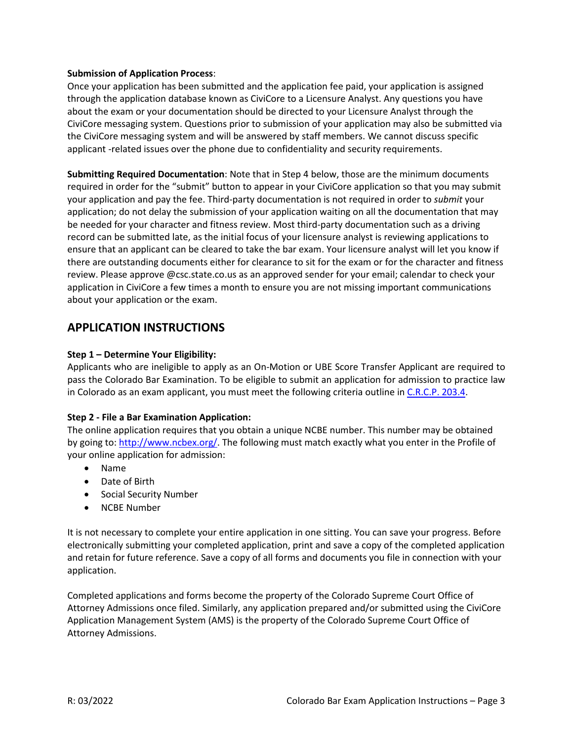**Submission of Application Process**:

Once your application has been submitted and the application fee paid, your application is assigned through the application database known as CiviCore to a Licensure Analyst. Any questions you have about the exam or your documentation should be directed to your Licensure Analyst through the CiviCore messaging system. Questions prior to submission of your application may also be submitted via the CiviCore messaging system and will be answered by staff members. We cannot discuss specific applicant -related issues over the phone due to confidentiality and security requirements.

**Submitting Required Documentation**: Note that in Step 4 below, those are the minimum documents required in order for the "submit" button to appear in your CiviCore application so that you may submit your application and pay the fee. Third-party documentation is not required in order to *submit* your application; do not delay the submission of your application waiting on all the documentation that may be needed for your character and fitness review. Most third-party documentation such as a driving record can be submitted late, as the initial focus of your licensure analyst is reviewing applications to ensure that an applicant can be cleared to take the bar exam. Your licensure analyst will let you know if there are outstanding documents either for clearance to sit for the exam or for the character and fitness review. Please approve @csc.state.co.us as an approved sender for your email; calendar to check your application in CiviCore a few times a month to ensure you are not missing important communications about your application or the exam.

## APPLICATION INSTRUCTIONS

**Step 1 – Determine Your Eligibility:**

Applicants who are ineligible to apply as an On-Motion or UBE Score Transfer Applicant are required to pass the Colorado Bar Examination. To be eligible to submit an application for admission to practice law in Colorado as an exam applicant, you must meet the following criteria outline in [C.R.C.P. 203.4](C.R.C.P. 203.4).

**Step 2 - File a Bar Examination Application:**

The online application requires that you obtain a unique NCBE number. This number may be obtained by going to: [http://www.ncbex.org/](http://www.ncbex.org/). The following must match exactly what you enter in the Profile of your online application for admission:

- Name
- Date of Birth
- Social Security Number
- NCBE Number

It is not necessary to complete your entire application in one sitting. You can save your progress. Before electronically submitting your completed application, print and save a copy of the completed application and retain for future reference. Save a copy of all forms and documents you file in connection with your application.

Completed applications and forms become the property of the Colorado Supreme Court Office of Attorney Admissions once filed. Similarly, any application prepared and/or submitted using the CiviCore Application Management System (AMS) is the property of the Colorado Supreme Court Office of Attorney Admissions.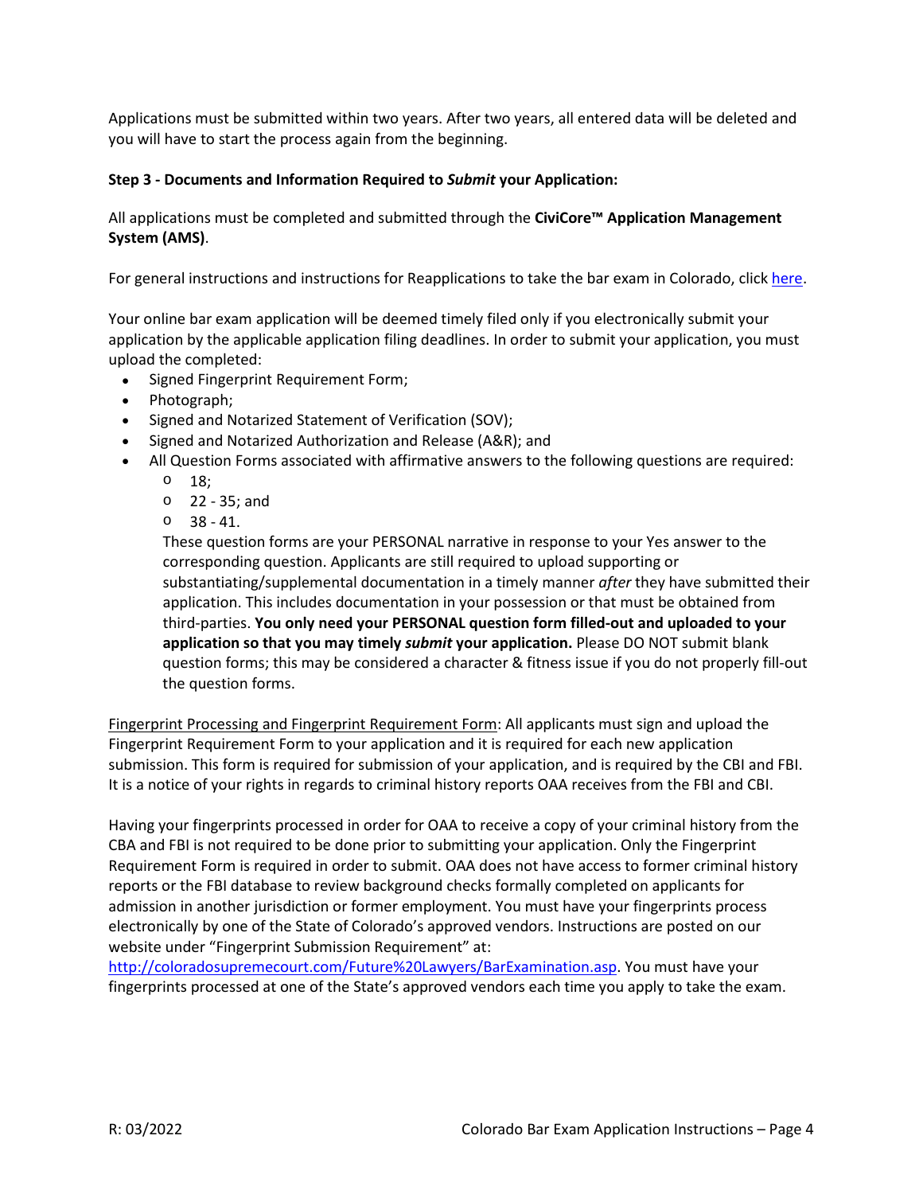Applications must be submitted within two years. After two years, all entered data will be deleted and you will have to start the process again from the beginning.

**Step 3 - Documents and Information Required to *Submit* your Application:**

All applications must be completed and submitted through the **CiviCore™ Application Management System (AMS)**.

For general instructions and instructions for Reapplications to take the bar exam in Colorado, click here.

Your online bar exam application will be deemed timely filed only if you electronically submit your application by the applicable application filing deadlines. In order to submit your application, you must upload the completed:

- Signed Fingerprint Requirement Form;
- Photograph;
- Signed and Notarized Statement of Verification (SOV);
- Signed and Notarized Authorization and Release (A&R); and
- All Question Forms associated with affirmative answers to the following questions are required:
  - 18;
  - 22 - 35; and
  - 38 - 41.

  These question forms are your PERSONAL narrative in response to your Yes answer to the corresponding question. Applicants are still required to upload supporting or substantiating/supplemental documentation in a timely manner *after* they have submitted their application. This includes documentation in your possession or that must be obtained from third-parties. **You only need your PERSONAL question form filled-out and uploaded to your application so that you may timely *submit* your application.** Please DO NOT submit blank question forms; this may be considered a character & fitness issue if you do not properly fill-out the question forms.

Fingerprint Processing and Fingerprint Requirement Form: All applicants must sign and upload the Fingerprint Requirement Form to your application and it is required for each new application submission. This form is required for submission of your application, and is required by the CBI and FBI. It is a notice of your rights in regards to criminal history reports OAA receives from the FBI and CBI.

Having your fingerprints processed in order for OAA to receive a copy of your criminal history from the CBA and FBI is not required to be done prior to submitting your application. Only the Fingerprint Requirement Form is required in order to submit. OAA does not have access to former criminal history reports or the FBI database to review background checks formally completed on applicants for admission in another jurisdiction or former employment. You must have your fingerprints process electronically by one of the State of Colorado's approved vendors. Instructions are posted on our website under "Fingerprint Submission Requirement" at: http://coloradosupremecourt.com/Future%20Lawyers/BarExamination.asp. You must have your fingerprints processed at one of the State's approved vendors each time you apply to take the exam.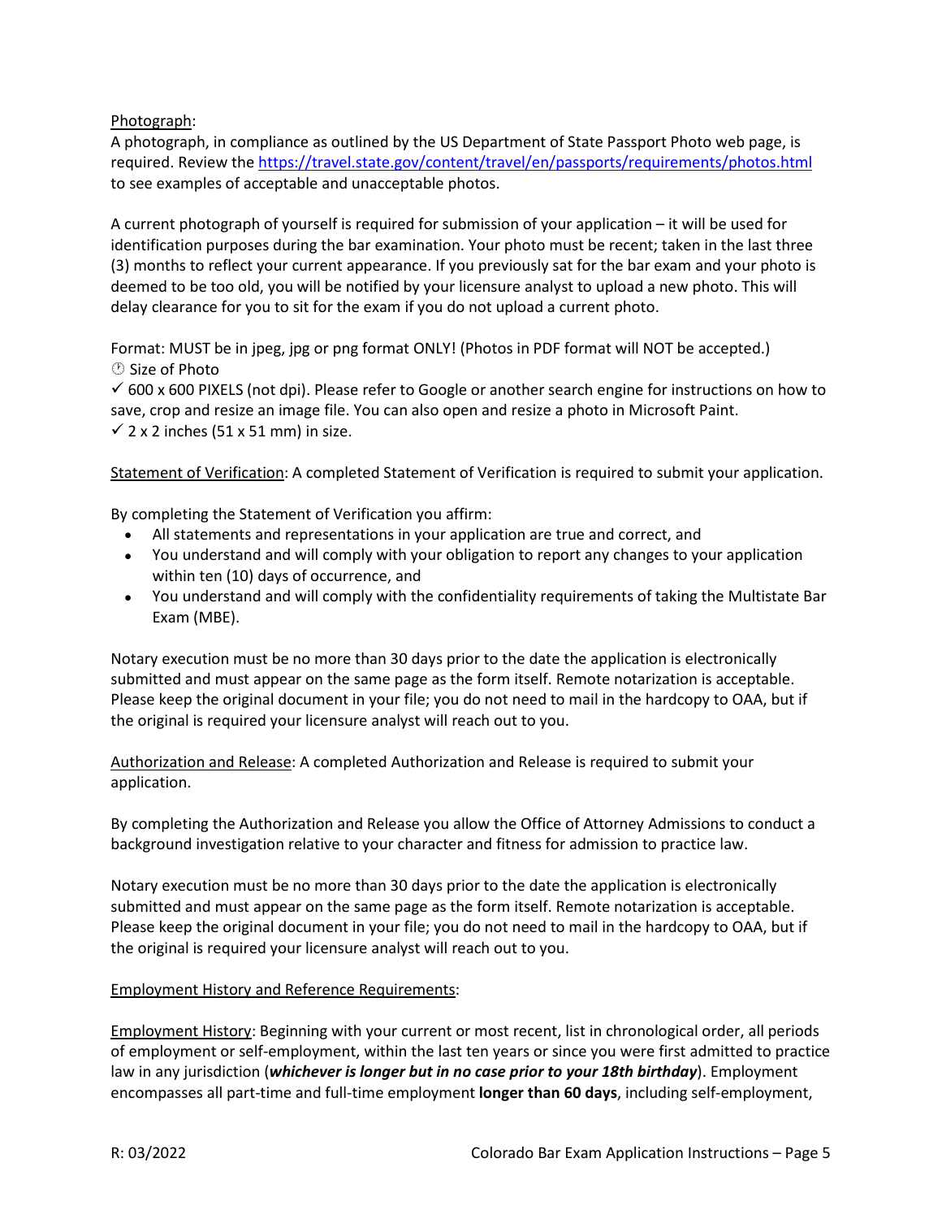Photograph:

A photograph, in compliance as outlined by the US Department of State Passport Photo web page, is required. Review the https://travel.state.gov/content/travel/en/passports/requirements/photos.html to see examples of acceptable and unacceptable photos.

A current photograph of yourself is required for submission of your application – it will be used for identification purposes during the bar examination. Your photo must be recent; taken in the last three (3) months to reflect your current appearance. If you previously sat for the bar exam and your photo is deemed to be too old, you will be notified by your licensure analyst to upload a new photo. This will delay clearance for you to sit for the exam if you do not upload a current photo.

Format: MUST be in jpeg, jpg or png format ONLY! (Photos in PDF format will NOT be accepted.)

🕐 Size of Photo

✓ 600 x 600 PIXELS (not dpi). Please refer to Google or another search engine for instructions on how to save, crop and resize an image file. You can also open and resize a photo in Microsoft Paint.

✓ 2 x 2 inches (51 x 51 mm) in size.

Statement of Verification: A completed Statement of Verification is required to submit your application.

By completing the Statement of Verification you affirm:

- All statements and representations in your application are true and correct, and
- You understand and will comply with your obligation to report any changes to your application within ten (10) days of occurrence, and
- You understand and will comply with the confidentiality requirements of taking the Multistate Bar Exam (MBE).

Notary execution must be no more than 30 days prior to the date the application is electronically submitted and must appear on the same page as the form itself. Remote notarization is acceptable. Please keep the original document in your file; you do not need to mail in the hardcopy to OAA, but if the original is required your licensure analyst will reach out to you.

Authorization and Release: A completed Authorization and Release is required to submit your application.

By completing the Authorization and Release you allow the Office of Attorney Admissions to conduct a background investigation relative to your character and fitness for admission to practice law.

Notary execution must be no more than 30 days prior to the date the application is electronically submitted and must appear on the same page as the form itself. Remote notarization is acceptable. Please keep the original document in your file; you do not need to mail in the hardcopy to OAA, but if the original is required your licensure analyst will reach out to you.

Employment History and Reference Requirements:

Employment History: Beginning with your current or most recent, list in chronological order, all periods of employment or self-employment, within the last ten years or since you were first admitted to practice law in any jurisdiction (***whichever is longer but in no case prior to your 18th birthday***). Employment encompasses all part-time and full-time employment **longer than 60 days**, including self-employment,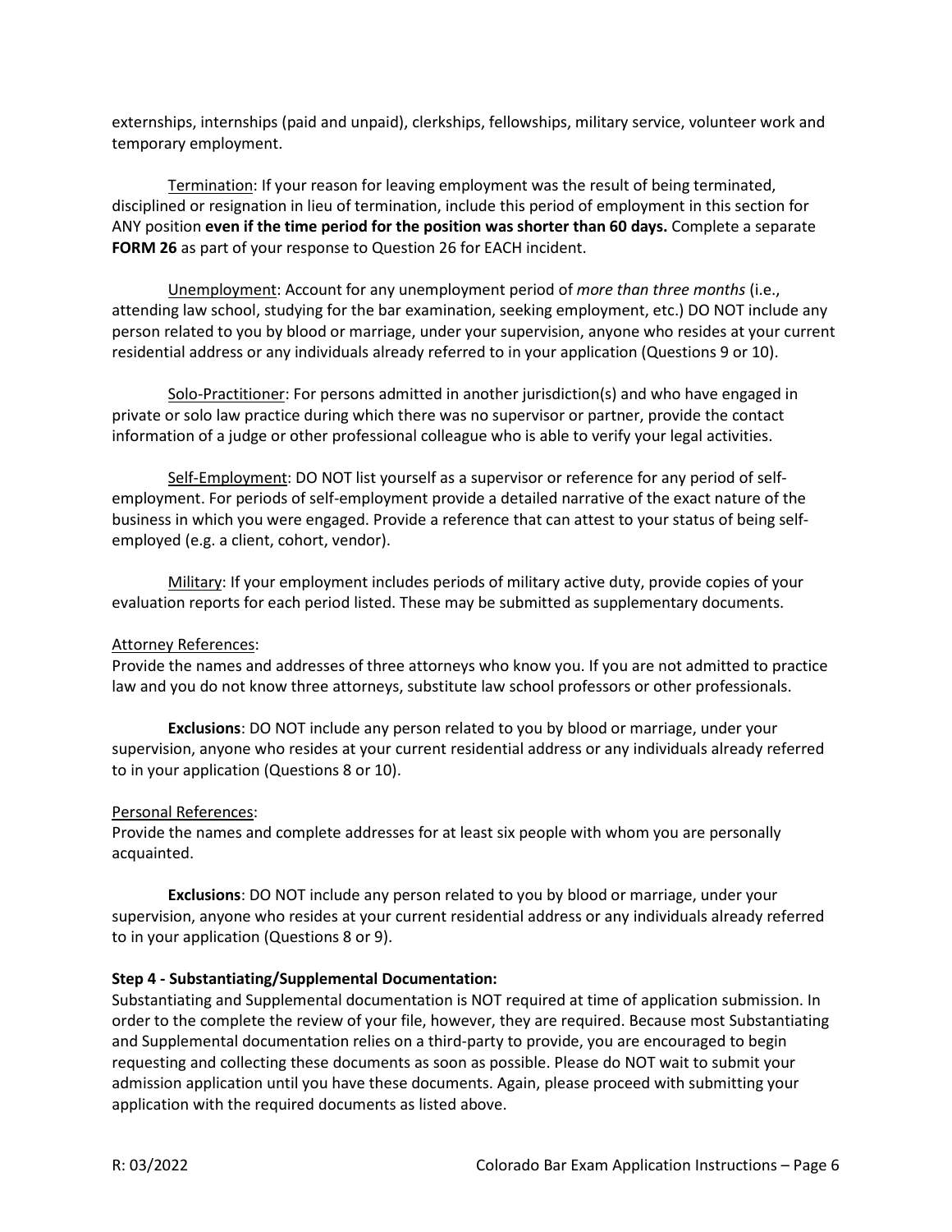externships, internships (paid and unpaid), clerkships, fellowships, military service, volunteer work and temporary employment.

Termination: If your reason for leaving employment was the result of being terminated, disciplined or resignation in lieu of termination, include this period of employment in this section for ANY position **even if the time period for the position was shorter than 60 days.** Complete a separate **FORM 26** as part of your response to Question 26 for EACH incident.

Unemployment: Account for any unemployment period of *more than three months* (i.e., attending law school, studying for the bar examination, seeking employment, etc.) DO NOT include any person related to you by blood or marriage, under your supervision, anyone who resides at your current residential address or any individuals already referred to in your application (Questions 9 or 10).

Solo-Practitioner: For persons admitted in another jurisdiction(s) and who have engaged in private or solo law practice during which there was no supervisor or partner, provide the contact information of a judge or other professional colleague who is able to verify your legal activities.

Self-Employment: DO NOT list yourself as a supervisor or reference for any period of self-employment. For periods of self-employment provide a detailed narrative of the exact nature of the business in which you were engaged. Provide a reference that can attest to your status of being self-employed (e.g. a client, cohort, vendor).

Military: If your employment includes periods of military active duty, provide copies of your evaluation reports for each period listed. These may be submitted as supplementary documents.

Attorney References:
Provide the names and addresses of three attorneys who know you. If you are not admitted to practice law and you do not know three attorneys, substitute law school professors or other professionals.

**Exclusions**: DO NOT include any person related to you by blood or marriage, under your supervision, anyone who resides at your current residential address or any individuals already referred to in your application (Questions 8 or 10).

Personal References:
Provide the names and complete addresses for at least six people with whom you are personally acquainted.

**Exclusions**: DO NOT include any person related to you by blood or marriage, under your supervision, anyone who resides at your current residential address or any individuals already referred to in your application (Questions 8 or 9).

**Step 4 - Substantiating/Supplemental Documentation:**
Substantiating and Supplemental documentation is NOT required at time of application submission. In order to the complete the review of your file, however, they are required. Because most Substantiating and Supplemental documentation relies on a third-party to provide, you are encouraged to begin requesting and collecting these documents as soon as possible. Please do NOT wait to submit your admission application until you have these documents. Again, please proceed with submitting your application with the required documents as listed above.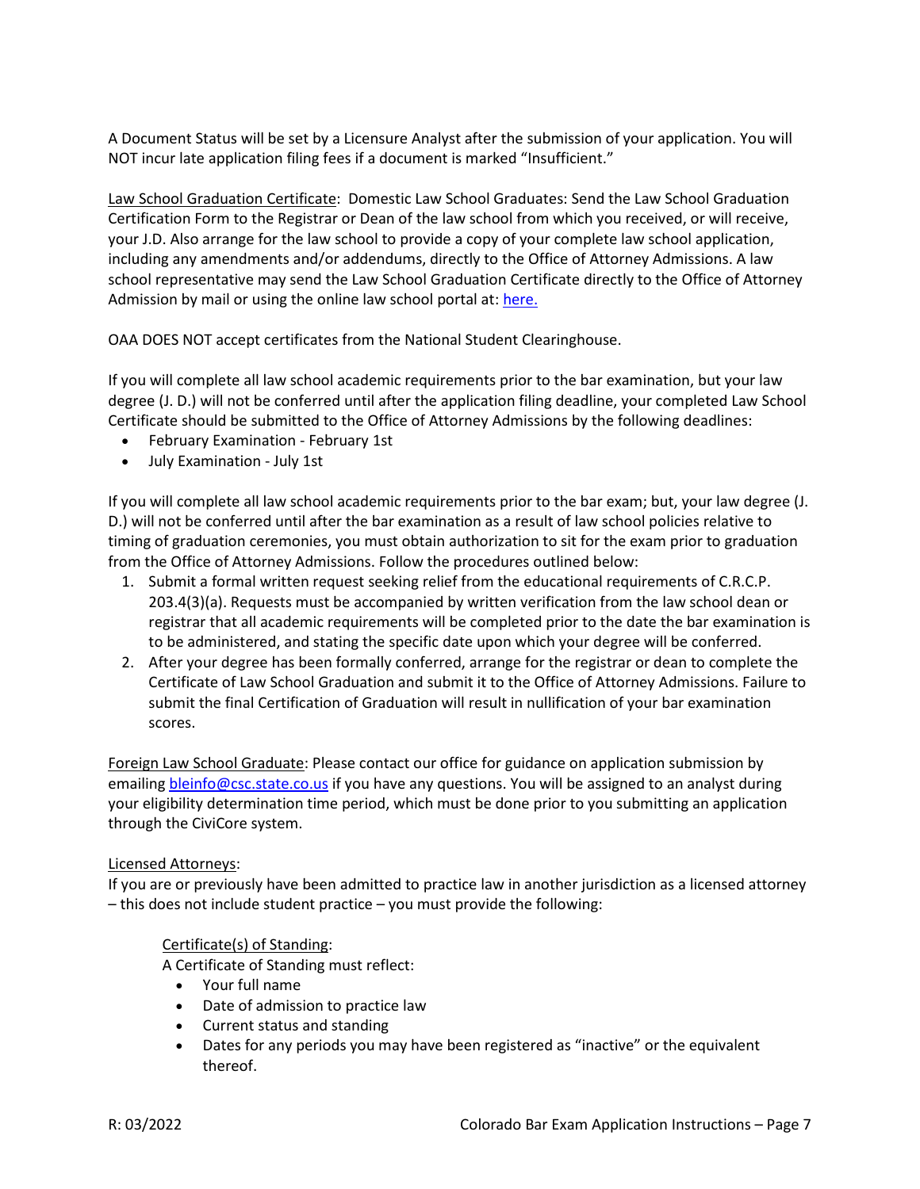A Document Status will be set by a Licensure Analyst after the submission of your application. You will NOT incur late application filing fees if a document is marked "Insufficient."

Law School Graduation Certificate: Domestic Law School Graduates: Send the Law School Graduation Certification Form to the Registrar or Dean of the law school from which you received, or will receive, your J.D. Also arrange for the law school to provide a copy of your complete law school application, including any amendments and/or addendums, directly to the Office of Attorney Admissions. A law school representative may send the Law School Graduation Certificate directly to the Office of Attorney Admission by mail or using the online law school portal at: here.

OAA DOES NOT accept certificates from the National Student Clearinghouse.

If you will complete all law school academic requirements prior to the bar examination, but your law degree (J. D.) will not be conferred until after the application filing deadline, your completed Law School Certificate should be submitted to the Office of Attorney Admissions by the following deadlines:

- February Examination - February 1st
- July Examination - July 1st

If you will complete all law school academic requirements prior to the bar exam; but, your law degree (J. D.) will not be conferred until after the bar examination as a result of law school policies relative to timing of graduation ceremonies, you must obtain authorization to sit for the exam prior to graduation from the Office of Attorney Admissions. Follow the procedures outlined below:

1. Submit a formal written request seeking relief from the educational requirements of C.R.C.P. 203.4(3)(a). Requests must be accompanied by written verification from the law school dean or registrar that all academic requirements will be completed prior to the date the bar examination is to be administered, and stating the specific date upon which your degree will be conferred.
2. After your degree has been formally conferred, arrange for the registrar or dean to complete the Certificate of Law School Graduation and submit it to the Office of Attorney Admissions. Failure to submit the final Certification of Graduation will result in nullification of your bar examination scores.

Foreign Law School Graduate: Please contact our office for guidance on application submission by emailing bleinfo@csc.state.co.us if you have any questions. You will be assigned to an analyst during your eligibility determination time period, which must be done prior to you submitting an application through the CiviCore system.

Licensed Attorneys:
If you are or previously have been admitted to practice law in another jurisdiction as a licensed attorney – this does not include student practice – you must provide the following:

Certificate(s) of Standing:
A Certificate of Standing must reflect:

- Your full name
- Date of admission to practice law
- Current status and standing
- Dates for any periods you may have been registered as "inactive" or the equivalent thereof.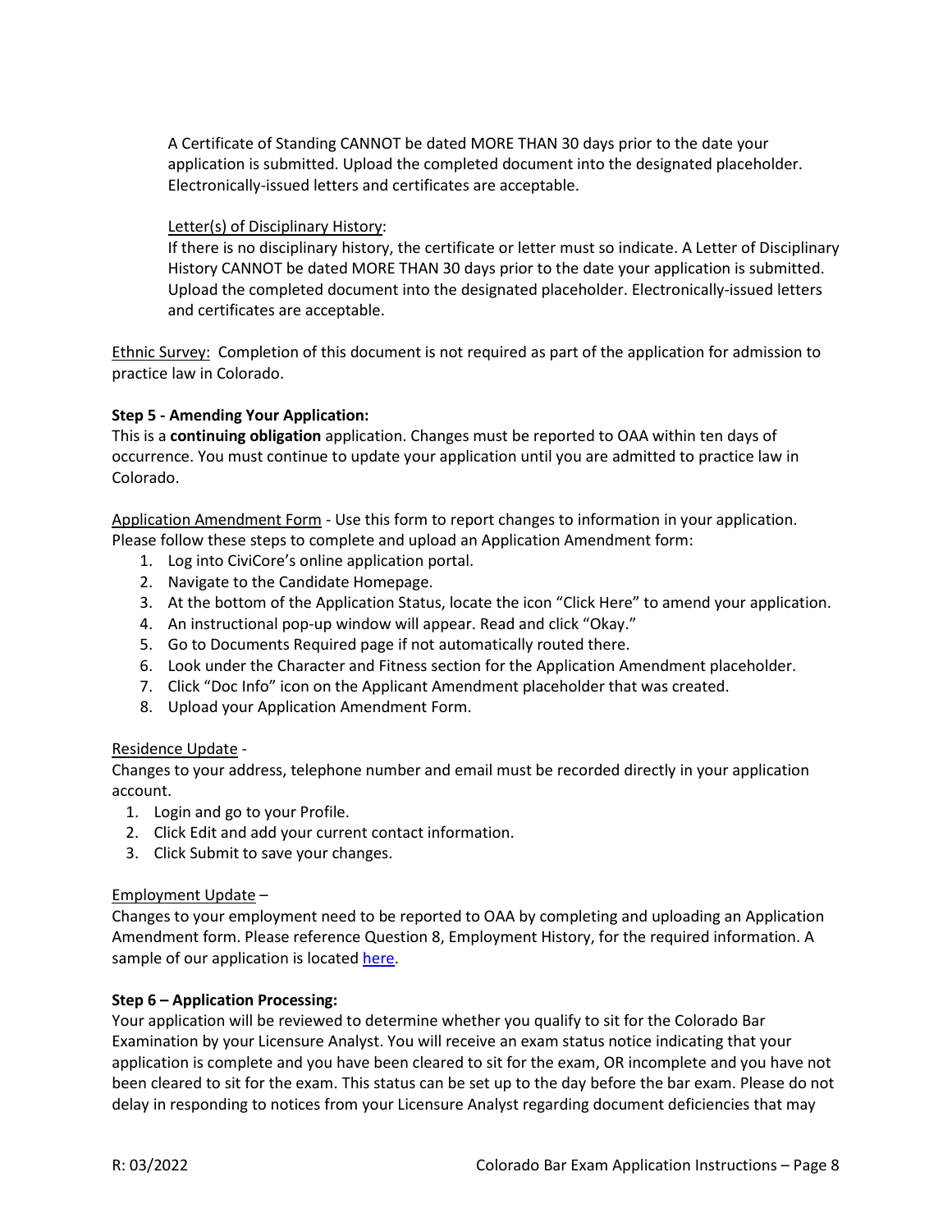A Certificate of Standing CANNOT be dated MORE THAN 30 days prior to the date your application is submitted. Upload the completed document into the designated placeholder. Electronically-issued letters and certificates are acceptable.

Letter(s) of Disciplinary History:

If there is no disciplinary history, the certificate or letter must so indicate. A Letter of Disciplinary History CANNOT be dated MORE THAN 30 days prior to the date your application is submitted. Upload the completed document into the designated placeholder. Electronically-issued letters and certificates are acceptable.

Ethnic Survey: Completion of this document is not required as part of the application for admission to practice law in Colorado.

**Step 5 - Amending Your Application:**

This is a **continuing obligation** application. Changes must be reported to OAA within ten days of occurrence. You must continue to update your application until you are admitted to practice law in Colorado.

Application Amendment Form - Use this form to report changes to information in your application. Please follow these steps to complete and upload an Application Amendment form:

1. Log into CiviCore's online application portal.
2. Navigate to the Candidate Homepage.
3. At the bottom of the Application Status, locate the icon "Click Here" to amend your application.
4. An instructional pop-up window will appear. Read and click "Okay."
5. Go to Documents Required page if not automatically routed there.
6. Look under the Character and Fitness section for the Application Amendment placeholder.
7. Click "Doc Info" icon on the Applicant Amendment placeholder that was created.
8. Upload your Application Amendment Form.

Residence Update -

Changes to your address, telephone number and email must be recorded directly in your application account.

1. Login and go to your Profile.
2. Click Edit and add your current contact information.
3. Click Submit to save your changes.

Employment Update –

Changes to your employment need to be reported to OAA by completing and uploading an Application Amendment form. Please reference Question 8, Employment History, for the required information. A sample of our application is located here.

**Step 6 – Application Processing:**

Your application will be reviewed to determine whether you qualify to sit for the Colorado Bar Examination by your Licensure Analyst. You will receive an exam status notice indicating that your application is complete and you have been cleared to sit for the exam, OR incomplete and you have not been cleared to sit for the exam. This status can be set up to the day before the bar exam. Please do not delay in responding to notices from your Licensure Analyst regarding document deficiencies that may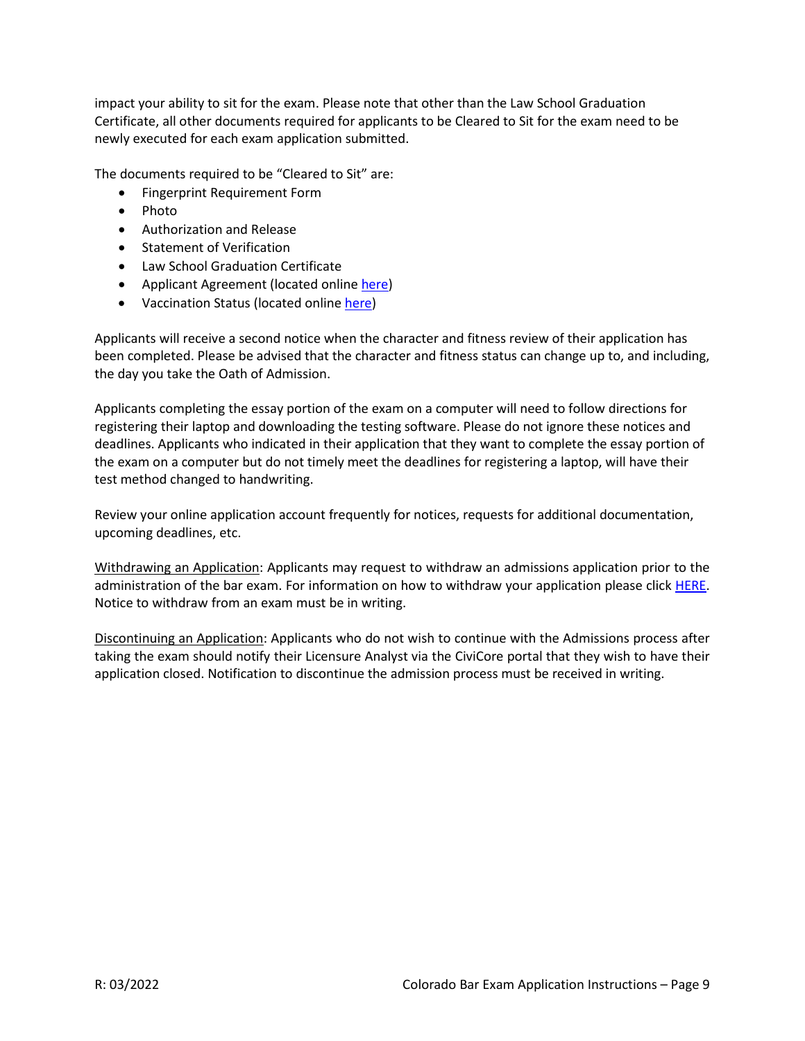impact your ability to sit for the exam. Please note that other than the Law School Graduation Certificate, all other documents required for applicants to be Cleared to Sit for the exam need to be newly executed for each exam application submitted.

The documents required to be "Cleared to Sit" are:

- Fingerprint Requirement Form
- Photo
- Authorization and Release
- Statement of Verification
- Law School Graduation Certificate
- Applicant Agreement (located online here)
- Vaccination Status (located online here)

Applicants will receive a second notice when the character and fitness review of their application has been completed. Please be advised that the character and fitness status can change up to, and including, the day you take the Oath of Admission.

Applicants completing the essay portion of the exam on a computer will need to follow directions for registering their laptop and downloading the testing software. Please do not ignore these notices and deadlines. Applicants who indicated in their application that they want to complete the essay portion of the exam on a computer but do not timely meet the deadlines for registering a laptop, will have their test method changed to handwriting.

Review your online application account frequently for notices, requests for additional documentation, upcoming deadlines, etc.

Withdrawing an Application: Applicants may request to withdraw an admissions application prior to the administration of the bar exam. For information on how to withdraw your application please click HERE. Notice to withdraw from an exam must be in writing.

Discontinuing an Application: Applicants who do not wish to continue with the Admissions process after taking the exam should notify their Licensure Analyst via the CiviCore portal that they wish to have their application closed. Notification to discontinue the admission process must be received in writing.